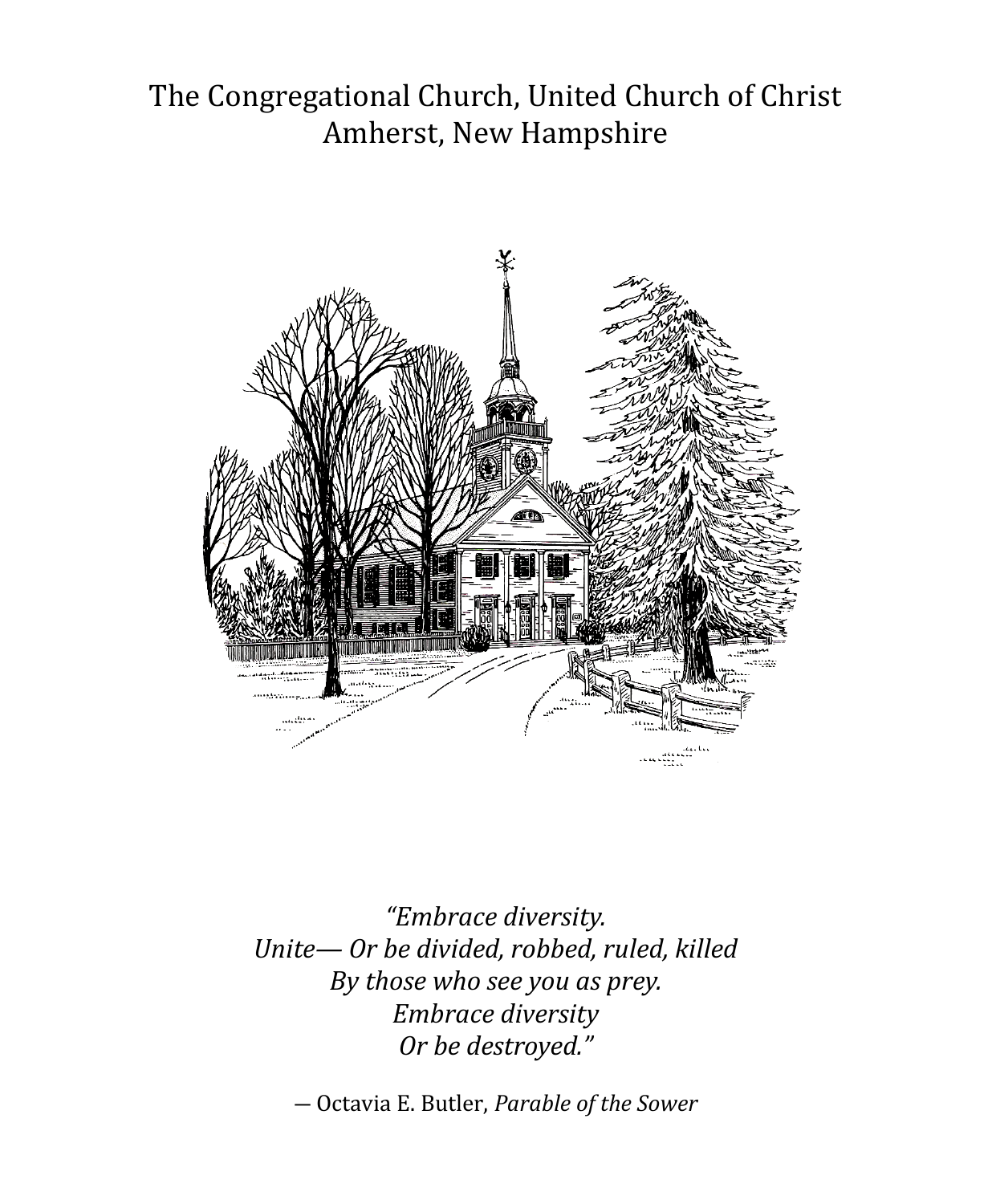# The Congregational Church, United Church of Christ
## Amherst, New Hampshire

*"Embrace diversity.*
*Unite— Or be divided, robbed, ruled, killed*
*By those who see you as prey.*
*Embrace diversity*
*Or be destroyed."*

— Octavia E. Butler, *Parable of the Sower*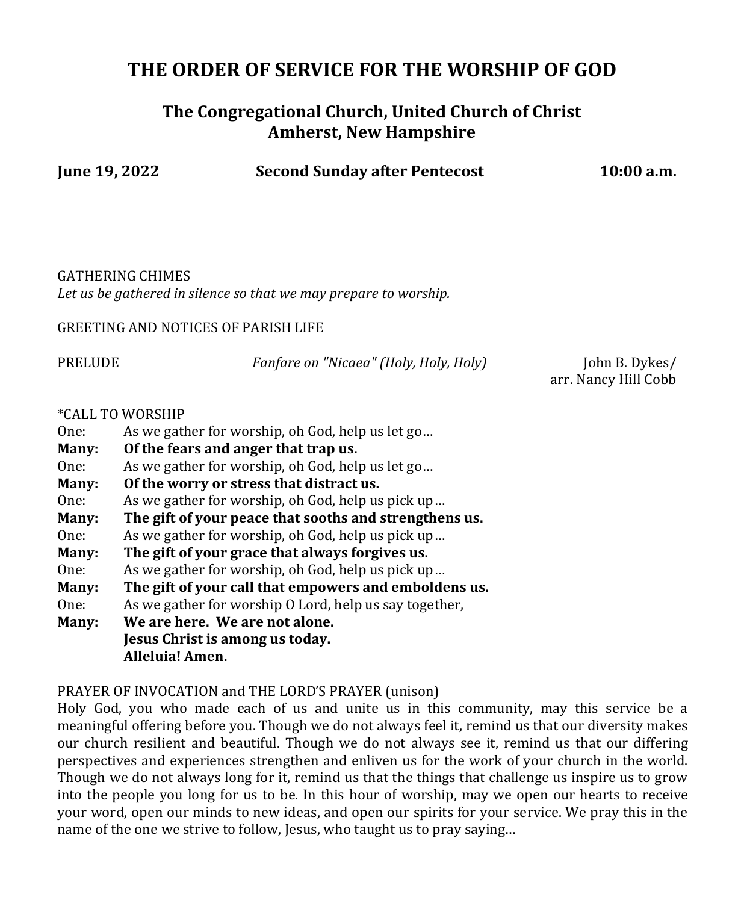# THE ORDER OF SERVICE FOR THE WORSHIP OF GOD

## The Congregational Church, United Church of Christ
## Amherst, New Hampshire

**June 19, 2022** **Second Sunday after Pentecost** **10:00 a.m.**

GATHERING CHIMES
*Let us be gathered in silence so that we may prepare to worship.*

GREETING AND NOTICES OF PARISH LIFE

PRELUDE *Fanfare on "Nicaea" (Holy, Holy, Holy)* John B. Dykes/ arr. Nancy Hill Cobb

*CALL TO WORSHIP

One: As we gather for worship, oh God, help us let go…
**Many: Of the fears and anger that trap us.**
One: As we gather for worship, oh God, help us let go…
**Many: Of the worry or stress that distract us.**
One: As we gather for worship, oh God, help us pick up…
**Many: The gift of your peace that sooths and strengthens us.**
One: As we gather for worship, oh God, help us pick up…
**Many: The gift of your grace that always forgives us.**
One: As we gather for worship, oh God, help us pick up…
**Many: The gift of your call that empowers and emboldens us.**
One: As we gather for worship O Lord, help us say together,
**Many: We are here. We are not alone.**
**Jesus Christ is among us today.**
**Alleluia! Amen.**

PRAYER OF INVOCATION and THE LORD'S PRAYER (unison)
Holy God, you who made each of us and unite us in this community, may this service be a meaningful offering before you. Though we do not always feel it, remind us that our diversity makes our church resilient and beautiful. Though we do not always see it, remind us that our differing perspectives and experiences strengthen and enliven us for the work of your church in the world. Though we do not always long for it, remind us that the things that challenge us inspire us to grow into the people you long for us to be. In this hour of worship, may we open our hearts to receive your word, open our minds to new ideas, and open our spirits for your service. We pray this in the name of the one we strive to follow, Jesus, who taught us to pray saying…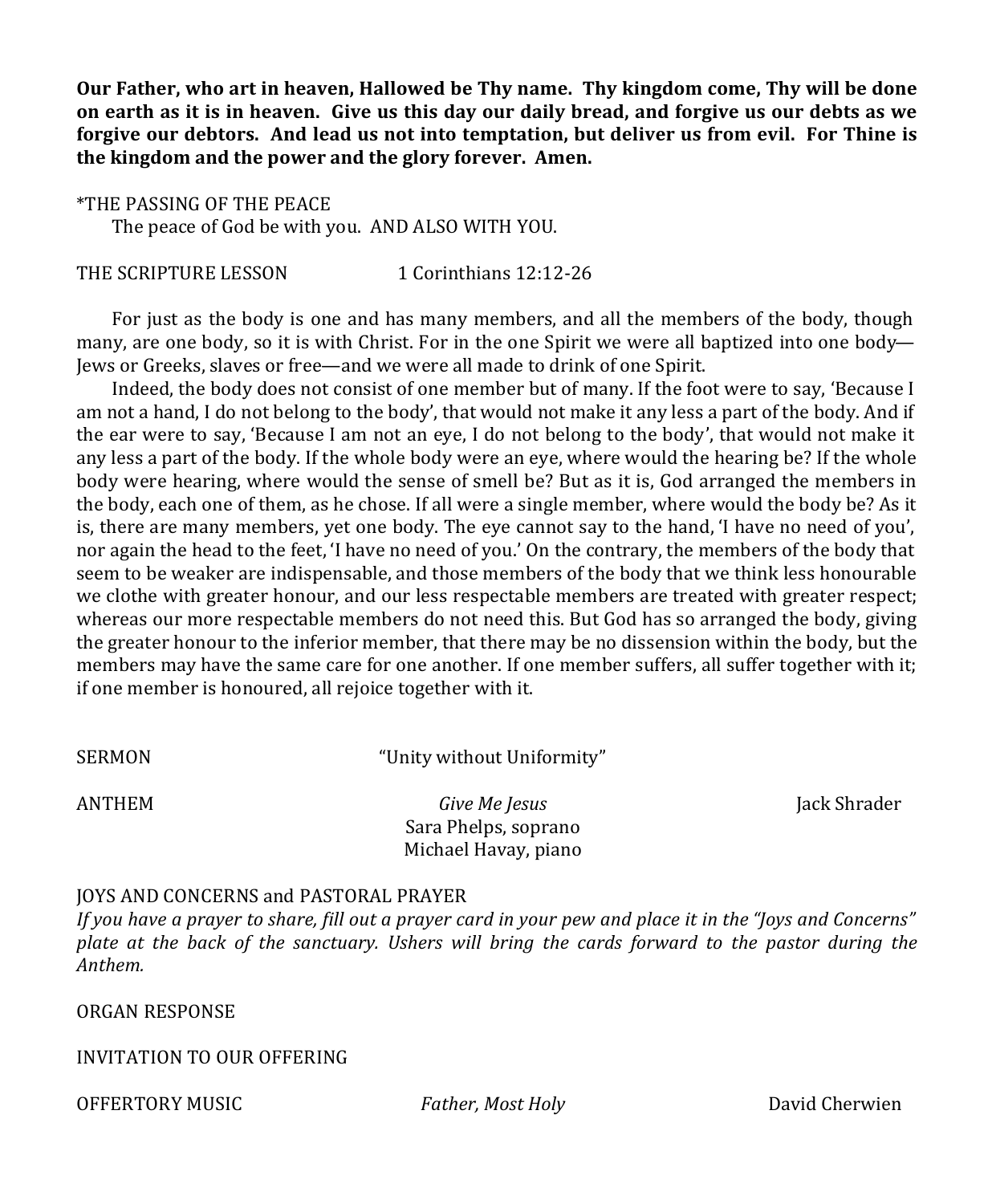**Our Father, who art in heaven, Hallowed be Thy name. Thy kingdom come, Thy will be done on earth as it is in heaven. Give us this day our daily bread, and forgive us our debts as we forgive our debtors. And lead us not into temptation, but deliver us from evil. For Thine is the kingdom and the power and the glory forever. Amen.**

*THE PASSING OF THE PEACE

The peace of God be with you. AND ALSO WITH YOU.

THE SCRIPTURE LESSON 1 Corinthians 12:12-26

For just as the body is one and has many members, and all the members of the body, though many, are one body, so it is with Christ. For in the one Spirit we were all baptized into one body—Jews or Greeks, slaves or free—and we were all made to drink of one Spirit.

Indeed, the body does not consist of one member but of many. If the foot were to say, 'Because I am not a hand, I do not belong to the body', that would not make it any less a part of the body. And if the ear were to say, 'Because I am not an eye, I do not belong to the body', that would not make it any less a part of the body. If the whole body were an eye, where would the hearing be? If the whole body were hearing, where would the sense of smell be? But as it is, God arranged the members in the body, each one of them, as he chose. If all were a single member, where would the body be? As it is, there are many members, yet one body. The eye cannot say to the hand, 'I have no need of you', nor again the head to the feet, 'I have no need of you.' On the contrary, the members of the body that seem to be weaker are indispensable, and those members of the body that we think less honourable we clothe with greater honour, and our less respectable members are treated with greater respect; whereas our more respectable members do not need this. But God has so arranged the body, giving the greater honour to the inferior member, that there may be no dissension within the body, but the members may have the same care for one another. If one member suffers, all suffer together with it; if one member is honoured, all rejoice together with it.

SERMON "Unity without Uniformity"

ANTHEM *Give Me Jesus* Jack Shrader
Sara Phelps, soprano
Michael Havay, piano

JOYS AND CONCERNS and PASTORAL PRAYER

*If you have a prayer to share, fill out a prayer card in your pew and place it in the "Joys and Concerns" plate at the back of the sanctuary. Ushers will bring the cards forward to the pastor during the Anthem.*

ORGAN RESPONSE

INVITATION TO OUR OFFERING

OFFERTORY MUSIC *Father, Most Holy* David Cherwien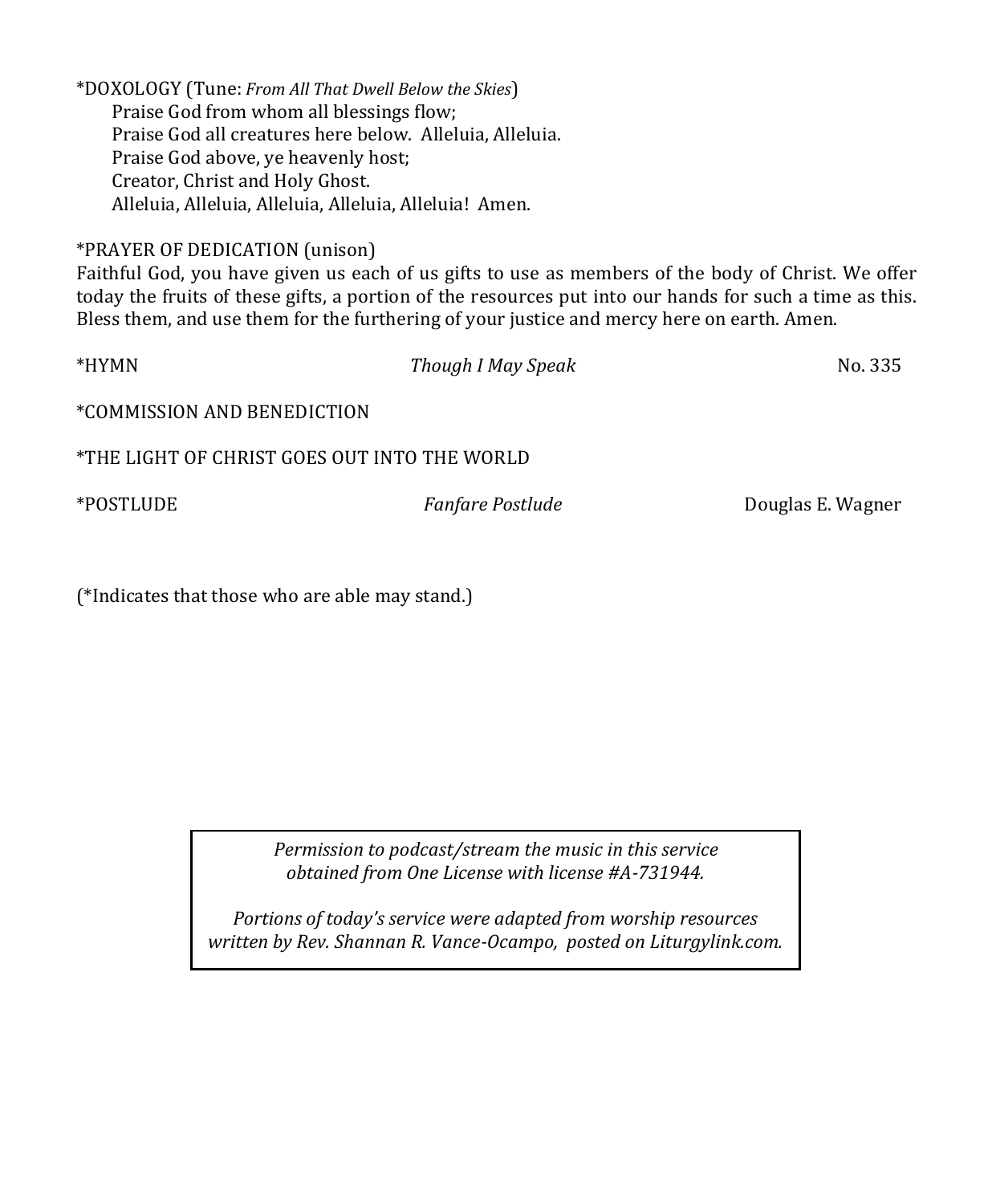*DOXOLOGY (Tune: *From All That Dwell Below the Skies*)

Praise God from whom all blessings flow;
Praise God all creatures here below. Alleluia, Alleluia.
Praise God above, ye heavenly host;
Creator, Christ and Holy Ghost.
Alleluia, Alleluia, Alleluia, Alleluia, Alleluia! Amen.

*PRAYER OF DEDICATION (unison)

Faithful God, you have given us each of us gifts to use as members of the body of Christ. We offer today the fruits of these gifts, a portion of the resources put into our hands for such a time as this. Bless them, and use them for the furthering of your justice and mercy here on earth. Amen.

*HYMN *Though I May Speak* No. 335

*COMMISSION AND BENEDICTION

*THE LIGHT OF CHRIST GOES OUT INTO THE WORLD

*POSTLUDE *Fanfare Postlude* Douglas E. Wagner

(*Indicates that those who are able may stand.)

*Permission to podcast/stream the music in this service obtained from One License with license #A-731944.*

*Portions of today's service were adapted from worship resources written by Rev. Shannan R. Vance-Ocampo, posted on Liturgylink.com.*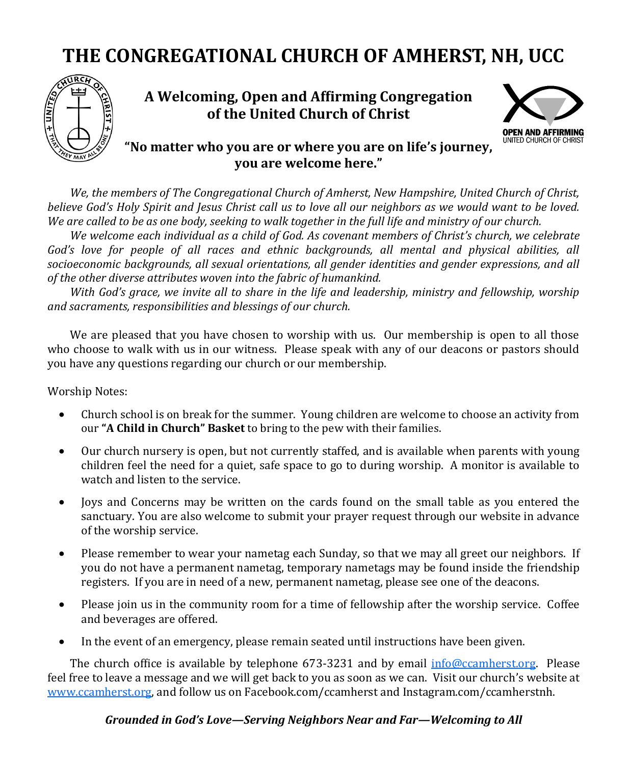# THE CONGREGATIONAL CHURCH OF AMHERST, NH, UCC

**A Welcoming, Open and Affirming Congregation of the United Church of Christ**

OPEN AND AFFIRMING
UNITED CHURCH OF CHRIST

**"No matter who you are or where you are on life's journey, you are welcome here."**

*We, the members of The Congregational Church of Amherst, New Hampshire, United Church of Christ, believe God's Holy Spirit and Jesus Christ call us to love all our neighbors as we would want to be loved. We are called to be as one body, seeking to walk together in the full life and ministry of our church.*

*We welcome each individual as a child of God. As covenant members of Christ's church, we celebrate God's love for people of all races and ethnic backgrounds, all mental and physical abilities, all socioeconomic backgrounds, all sexual orientations, all gender identities and gender expressions, and all of the other diverse attributes woven into the fabric of humankind.*

*With God's grace, we invite all to share in the life and leadership, ministry and fellowship, worship and sacraments, responsibilities and blessings of our church.*

We are pleased that you have chosen to worship with us. Our membership is open to all those who choose to walk with us in our witness. Please speak with any of our deacons or pastors should you have any questions regarding our church or our membership.

Worship Notes:

- Church school is on break for the summer. Young children are welcome to choose an activity from our **"A Child in Church" Basket** to bring to the pew with their families.
- Our church nursery is open, but not currently staffed, and is available when parents with young children feel the need for a quiet, safe space to go to during worship. A monitor is available to watch and listen to the service.
- Joys and Concerns may be written on the cards found on the small table as you entered the sanctuary. You are also welcome to submit your prayer request through our website in advance of the worship service.
- Please remember to wear your nametag each Sunday, so that we may all greet our neighbors. If you do not have a permanent nametag, temporary nametags may be found inside the friendship registers. If you are in need of a new, permanent nametag, please see one of the deacons.
- Please join us in the community room for a time of fellowship after the worship service. Coffee and beverages are offered.
- In the event of an emergency, please remain seated until instructions have been given.

The church office is available by telephone 673-3231 and by email info@ccamherst.org. Please feel free to leave a message and we will get back to you as soon as we can. Visit our church's website at www.ccamherst.org, and follow us on Facebook.com/ccamherst and Instagram.com/ccamherstnh.

***Grounded in God's Love—Serving Neighbors Near and Far—Welcoming to All***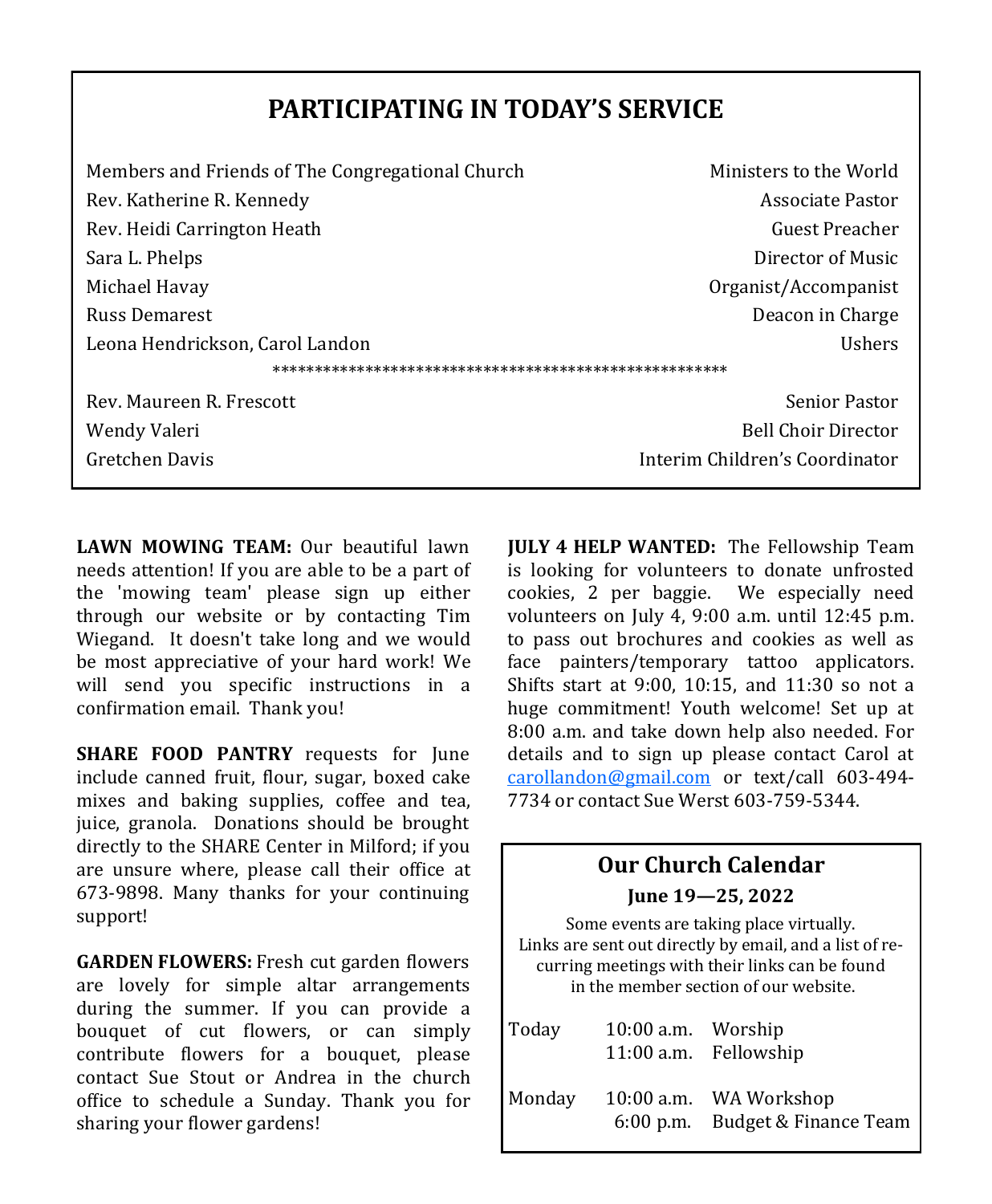## PARTICIPATING IN TODAY'S SERVICE

| | |
|---|---|
| Members and Friends of The Congregational Church | Ministers to the World |
| Rev. Katherine R. Kennedy | Associate Pastor |
| Rev. Heidi Carrington Heath | Guest Preacher |
| Sara L. Phelps | Director of Music |
| Michael Havay | Organist/Accompanist |
| Russ Demarest | Deacon in Charge |
| Leona Hendrickson, Carol Landon | Ushers |

*****************************************************

| | |
|---|---|
| Rev. Maureen R. Frescott | Senior Pastor |
| Wendy Valeri | Bell Choir Director |
| Gretchen Davis | Interim Children's Coordinator |

**LAWN MOWING TEAM:** Our beautiful lawn needs attention! If you are able to be a part of the 'mowing team' please sign up either through our website or by contacting Tim Wiegand. It doesn't take long and we would be most appreciative of your hard work! We will send you specific instructions in a confirmation email. Thank you!

**SHARE FOOD PANTRY** requests for June include canned fruit, flour, sugar, boxed cake mixes and baking supplies, coffee and tea, juice, granola. Donations should be brought directly to the SHARE Center in Milford; if you are unsure where, please call their office at 673-9898. Many thanks for your continuing support!

**GARDEN FLOWERS:** Fresh cut garden flowers are lovely for simple altar arrangements during the summer. If you can provide a bouquet of cut flowers, or can simply contribute flowers for a bouquet, please contact Sue Stout or Andrea in the church office to schedule a Sunday. Thank you for sharing your flower gardens!

**JULY 4 HELP WANTED:** The Fellowship Team is looking for volunteers to donate unfrosted cookies, 2 per baggie. We especially need volunteers on July 4, 9:00 a.m. until 12:45 p.m. to pass out brochures and cookies as well as face painters/temporary tattoo applicators. Shifts start at 9:00, 10:15, and 11:30 so not a huge commitment! Youth welcome! Set up at 8:00 a.m. and take down help also needed. For details and to sign up please contact Carol at carollandon@gmail.com or text/call 603-494-7734 or contact Sue Werst 603-759-5344.

### Our Church Calendar

**June 19—25, 2022**

Some events are taking place virtually. Links are sent out directly by email, and a list of recurring meetings with their links can be found in the member section of our website.

| | | |
|---|---|---|
| Today | 10:00 a.m. | Worship |
| | 11:00 a.m. | Fellowship |
| Monday | 10:00 a.m. | WA Workshop |
| | 6:00 p.m. | Budget & Finance Team |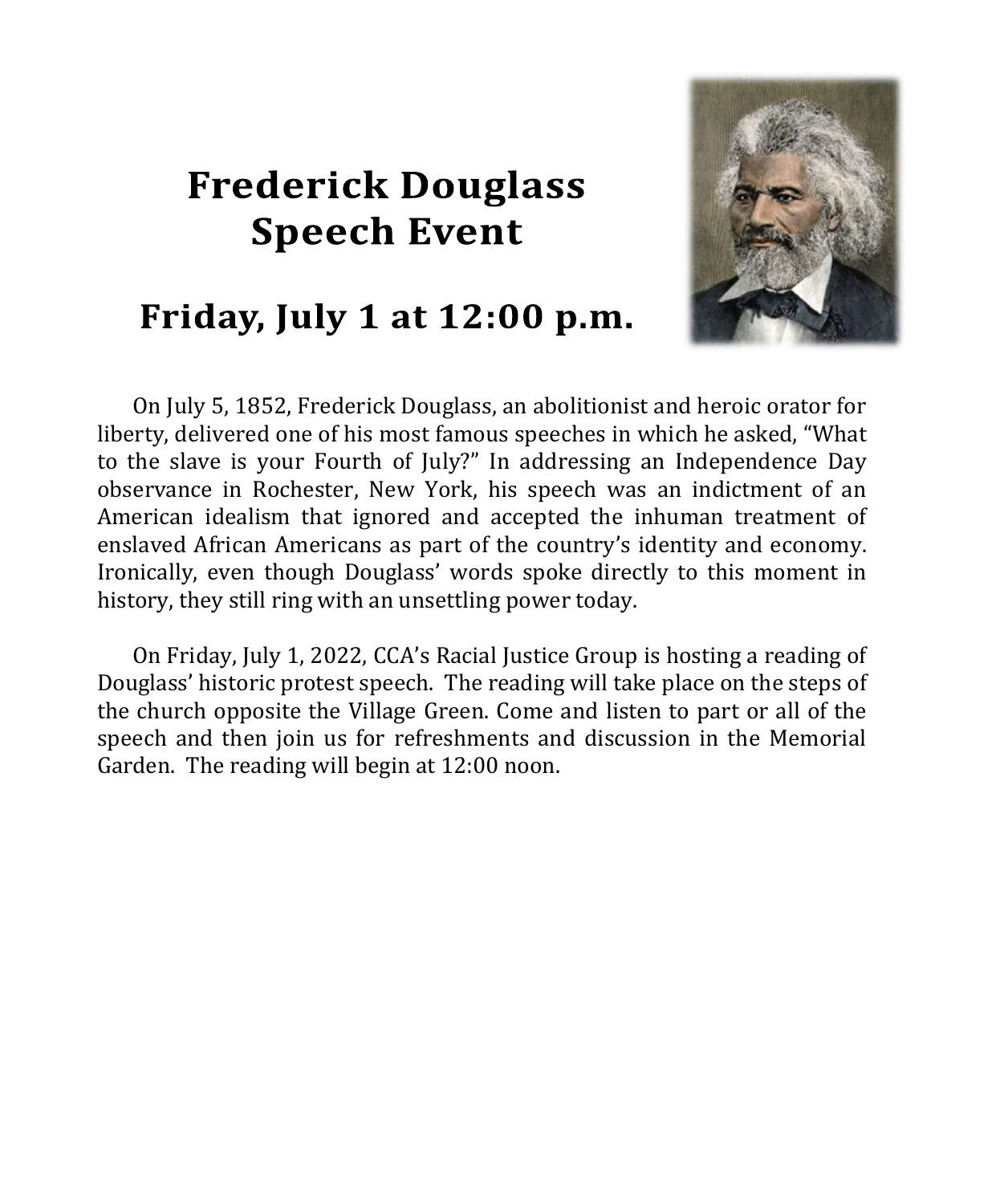# Frederick Douglass Speech Event

## Friday, July 1 at 12:00 p.m.

On July 5, 1852, Frederick Douglass, an abolitionist and heroic orator for liberty, delivered one of his most famous speeches in which he asked, "What to the slave is your Fourth of July?" In addressing an Independence Day observance in Rochester, New York, his speech was an indictment of an American idealism that ignored and accepted the inhuman treatment of enslaved African Americans as part of the country's identity and economy. Ironically, even though Douglass' words spoke directly to this moment in history, they still ring with an unsettling power today.

On Friday, July 1, 2022, CCA's Racial Justice Group is hosting a reading of Douglass' historic protest speech. The reading will take place on the steps of the church opposite the Village Green. Come and listen to part or all of the speech and then join us for refreshments and discussion in the Memorial Garden. The reading will begin at 12:00 noon.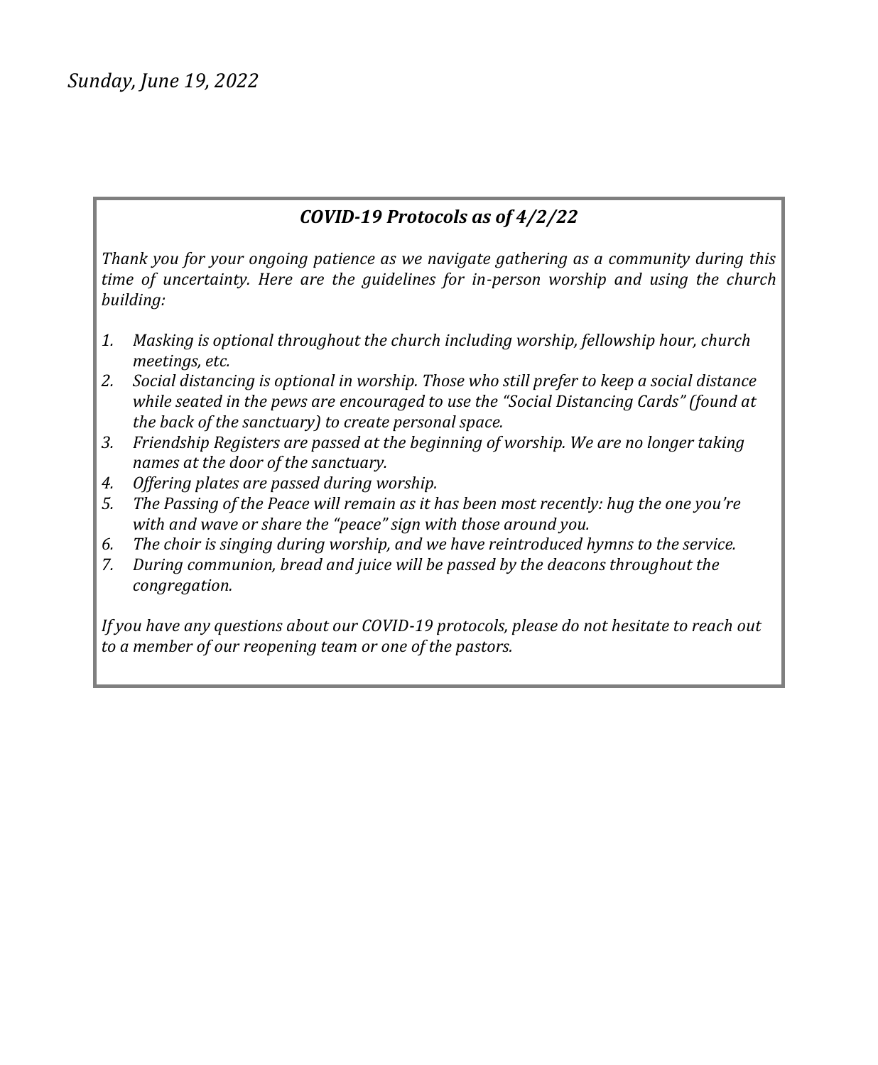*Sunday, June 19, 2022*

## *COVID-19 Protocols as of 4/2/22*

*Thank you for your ongoing patience as we navigate gathering as a community during this time of uncertainty. Here are the guidelines for in-person worship and using the church building:*

1. *Masking is optional throughout the church including worship, fellowship hour, church meetings, etc.*
2. *Social distancing is optional in worship. Those who still prefer to keep a social distance while seated in the pews are encouraged to use the "Social Distancing Cards" (found at the back of the sanctuary) to create personal space.*
3. *Friendship Registers are passed at the beginning of worship. We are no longer taking names at the door of the sanctuary.*
4. *Offering plates are passed during worship.*
5. *The Passing of the Peace will remain as it has been most recently: hug the one you're with and wave or share the "peace" sign with those around you.*
6. *The choir is singing during worship, and we have reintroduced hymns to the service.*
7. *During communion, bread and juice will be passed by the deacons throughout the congregation.*

*If you have any questions about our COVID-19 protocols, please do not hesitate to reach out to a member of our reopening team or one of the pastors.*